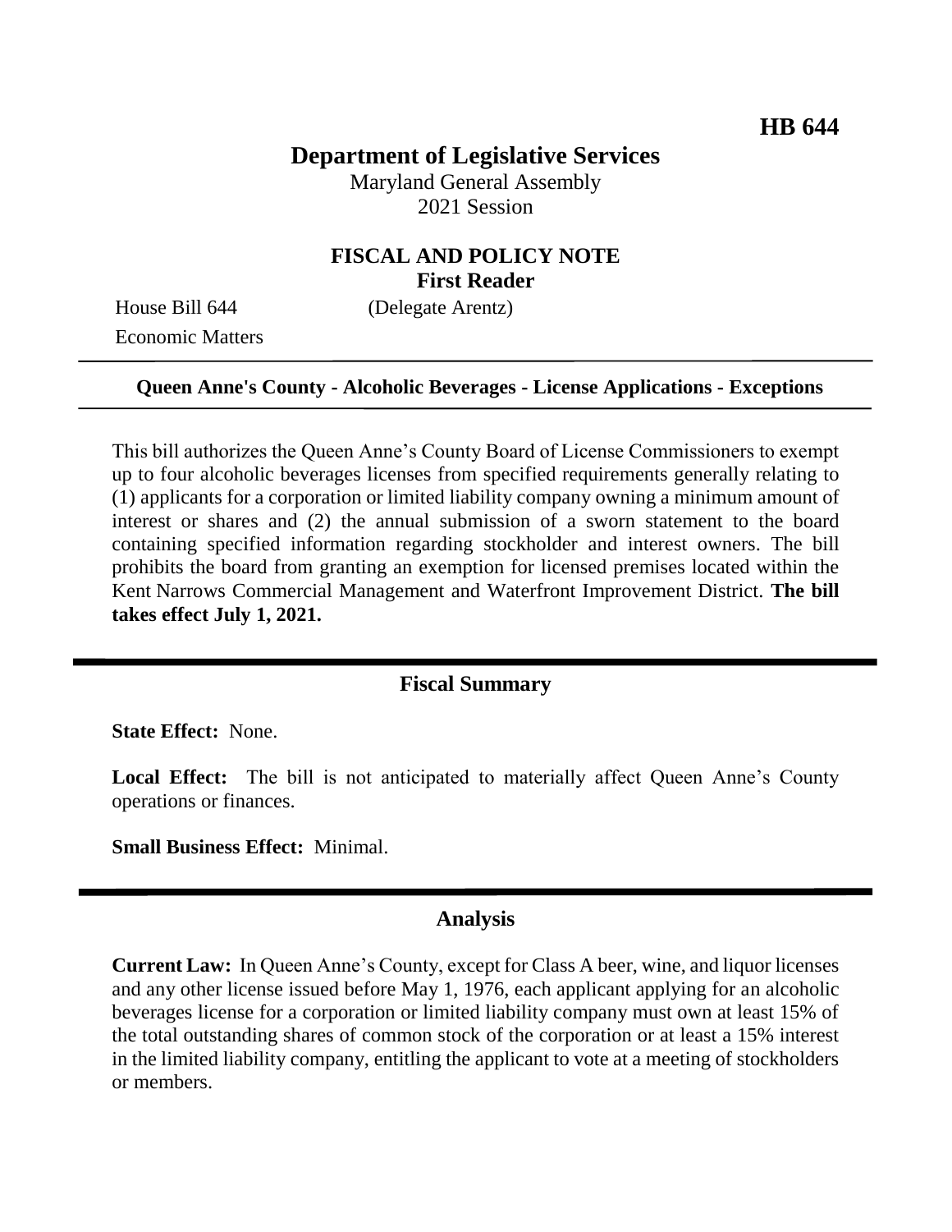**HB 644**

# Department of Legislative Services

Maryland General Assembly
2021 Session

## FISCAL AND POLICY NOTE
**First Reader**

House Bill 644 (Delegate Arentz)
Economic Matters

---

**Queen Anne's County - Alcoholic Beverages - License Applications - Exceptions**

---

This bill authorizes the Queen Anne's County Board of License Commissioners to exempt up to four alcoholic beverages licenses from specified requirements generally relating to (1) applicants for a corporation or limited liability company owning a minimum amount of interest or shares and (2) the annual submission of a sworn statement to the board containing specified information regarding stockholder and interest owners. The bill prohibits the board from granting an exemption for licensed premises located within the Kent Narrows Commercial Management and Waterfront Improvement District. **The bill takes effect July 1, 2021.**

---

## Fiscal Summary

**State Effect:** None.

**Local Effect:** The bill is not anticipated to materially affect Queen Anne's County operations or finances.

**Small Business Effect:** Minimal.

---

## Analysis

**Current Law:** In Queen Anne's County, except for Class A beer, wine, and liquor licenses and any other license issued before May 1, 1976, each applicant applying for an alcoholic beverages license for a corporation or limited liability company must own at least 15% of the total outstanding shares of common stock of the corporation or at least a 15% interest in the limited liability company, entitling the applicant to vote at a meeting of stockholders or members.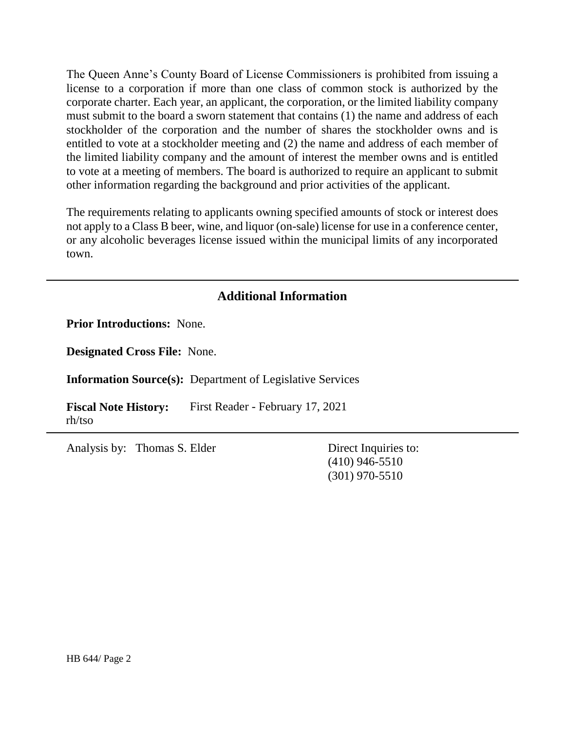The Queen Anne's County Board of License Commissioners is prohibited from issuing a license to a corporation if more than one class of common stock is authorized by the corporate charter. Each year, an applicant, the corporation, or the limited liability company must submit to the board a sworn statement that contains (1) the name and address of each stockholder of the corporation and the number of shares the stockholder owns and is entitled to vote at a stockholder meeting and (2) the name and address of each member of the limited liability company and the amount of interest the member owns and is entitled to vote at a meeting of members. The board is authorized to require an applicant to submit other information regarding the background and prior activities of the applicant.

The requirements relating to applicants owning specified amounts of stock or interest does not apply to a Class B beer, wine, and liquor (on-sale) license for use in a conference center, or any alcoholic beverages license issued within the municipal limits of any incorporated town.

---

## Additional Information

**Prior Introductions:** None.

**Designated Cross File:** None.

**Information Source(s):** Department of Legislative Services

**Fiscal Note History:** First Reader - February 17, 2021
rh/tso

---

Analysis by: Thomas S. Elder

Direct Inquiries to:
(410) 946-5510
(301) 970-5510